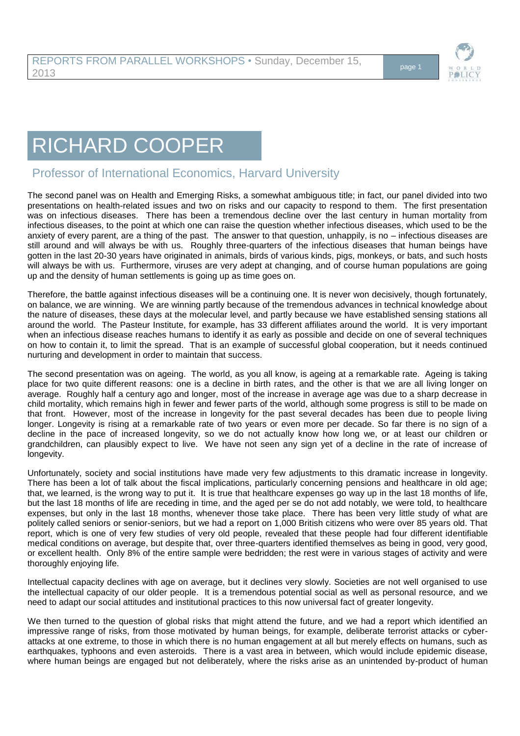# RICHARD COOPER

## Professor of International Economics, Harvard University

The second panel was on Health and Emerging Risks, a somewhat ambiguous title; in fact, our panel divided into two presentations on health-related issues and two on risks and our capacity to respond to them. The first presentation was on infectious diseases. There has been a tremendous decline over the last century in human mortality from infectious diseases, to the point at which one can raise the question whether infectious diseases, which used to be the anxiety of every parent, are a thing of the past. The answer to that question, unhappily, is no – infectious diseases are still around and will always be with us. Roughly three-quarters of the infectious diseases that human beings have gotten in the last 20-30 years have originated in animals, birds of various kinds, pigs, monkeys, or bats, and such hosts will always be with us. Furthermore, viruses are very adept at changing, and of course human populations are going up and the density of human settlements is going up as time goes on.

Therefore, the battle against infectious diseases will be a continuing one. It is never won decisively, though fortunately, on balance, we are winning. We are winning partly because of the tremendous advances in technical knowledge about the nature of diseases, these days at the molecular level, and partly because we have established sensing stations all around the world. The Pasteur Institute, for example, has 33 different affiliates around the world. It is very important when an infectious disease reaches humans to identify it as early as possible and decide on one of several techniques on how to contain it, to limit the spread. That is an example of successful global cooperation, but it needs continued nurturing and development in order to maintain that success.

The second presentation was on ageing. The world, as you all know, is ageing at a remarkable rate. Ageing is taking place for two quite different reasons: one is a decline in birth rates, and the other is that we are all living longer on average. Roughly half a century ago and longer, most of the increase in average age was due to a sharp decrease in child mortality, which remains high in fewer and fewer parts of the world, although some progress is still to be made on that front. However, most of the increase in longevity for the past several decades has been due to people living longer. Longevity is rising at a remarkable rate of two years or even more per decade. So far there is no sign of a decline in the pace of increased longevity, so we do not actually know how long we, or at least our children or grandchildren, can plausibly expect to live. We have not seen any sign yet of a decline in the rate of increase of longevity.

Unfortunately, society and social institutions have made very few adjustments to this dramatic increase in longevity. There has been a lot of talk about the fiscal implications, particularly concerning pensions and healthcare in old age; that, we learned, is the wrong way to put it. It is true that healthcare expenses go way up in the last 18 months of life, but the last 18 months of life are receding in time, and the aged per se do not add notably, we were told, to healthcare expenses, but only in the last 18 months, whenever those take place. There has been very little study of what are politely called seniors or senior-seniors, but we had a report on 1,000 British citizens who were over 85 years old. That report, which is one of very few studies of very old people, revealed that these people had four different identifiable medical conditions on average, but despite that, over three-quarters identified themselves as being in good, very good, or excellent health. Only 8% of the entire sample were bedridden; the rest were in various stages of activity and were thoroughly enjoying life.

Intellectual capacity declines with age on average, but it declines very slowly. Societies are not well organised to use the intellectual capacity of our older people. It is a tremendous potential social as well as personal resource, and we need to adapt our social attitudes and institutional practices to this now universal fact of greater longevity.

We then turned to the question of global risks that might attend the future, and we had a report which identified an impressive range of risks, from those motivated by human beings, for example, deliberate terrorist attacks or cyber-attacks at one extreme, to those in which there is no human engagement at all but merely effects on humans, such as earthquakes, typhoons and even asteroids. There is a vast area in between, which would include epidemic disease, where human beings are engaged but not deliberately, where the risks arise as an unintended by-product of human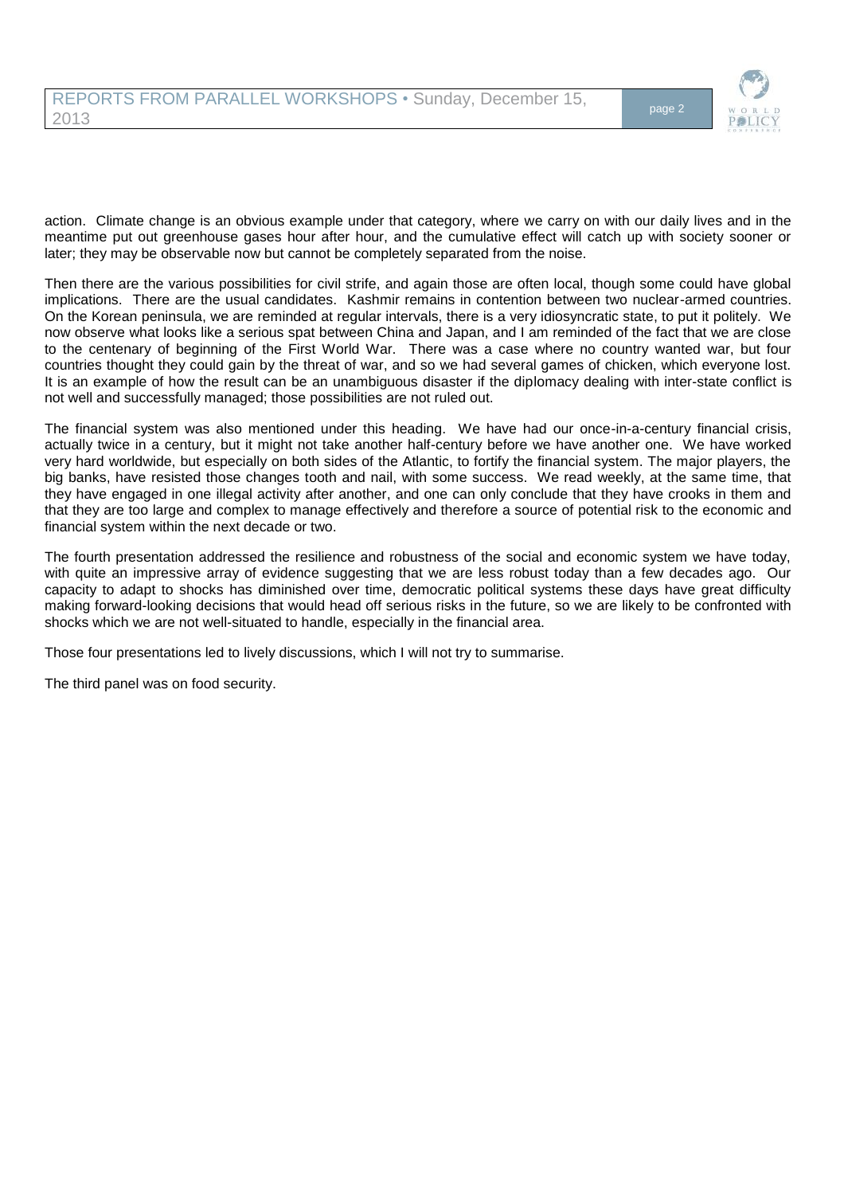action. Climate change is an obvious example under that category, where we carry on with our daily lives and in the meantime put out greenhouse gases hour after hour, and the cumulative effect will catch up with society sooner or later; they may be observable now but cannot be completely separated from the noise.

Then there are the various possibilities for civil strife, and again those are often local, though some could have global implications. There are the usual candidates. Kashmir remains in contention between two nuclear-armed countries. On the Korean peninsula, we are reminded at regular intervals, there is a very idiosyncratic state, to put it politely. We now observe what looks like a serious spat between China and Japan, and I am reminded of the fact that we are close to the centenary of beginning of the First World War. There was a case where no country wanted war, but four countries thought they could gain by the threat of war, and so we had several games of chicken, which everyone lost. It is an example of how the result can be an unambiguous disaster if the diplomacy dealing with inter-state conflict is not well and successfully managed; those possibilities are not ruled out.

The financial system was also mentioned under this heading. We have had our once-in-a-century financial crisis, actually twice in a century, but it might not take another half-century before we have another one. We have worked very hard worldwide, but especially on both sides of the Atlantic, to fortify the financial system. The major players, the big banks, have resisted those changes tooth and nail, with some success. We read weekly, at the same time, that they have engaged in one illegal activity after another, and one can only conclude that they have crooks in them and that they are too large and complex to manage effectively and therefore a source of potential risk to the economic and financial system within the next decade or two.

The fourth presentation addressed the resilience and robustness of the social and economic system we have today, with quite an impressive array of evidence suggesting that we are less robust today than a few decades ago. Our capacity to adapt to shocks has diminished over time, democratic political systems these days have great difficulty making forward-looking decisions that would head off serious risks in the future, so we are likely to be confronted with shocks which we are not well-situated to handle, especially in the financial area.

Those four presentations led to lively discussions, which I will not try to summarise.

The third panel was on food security.